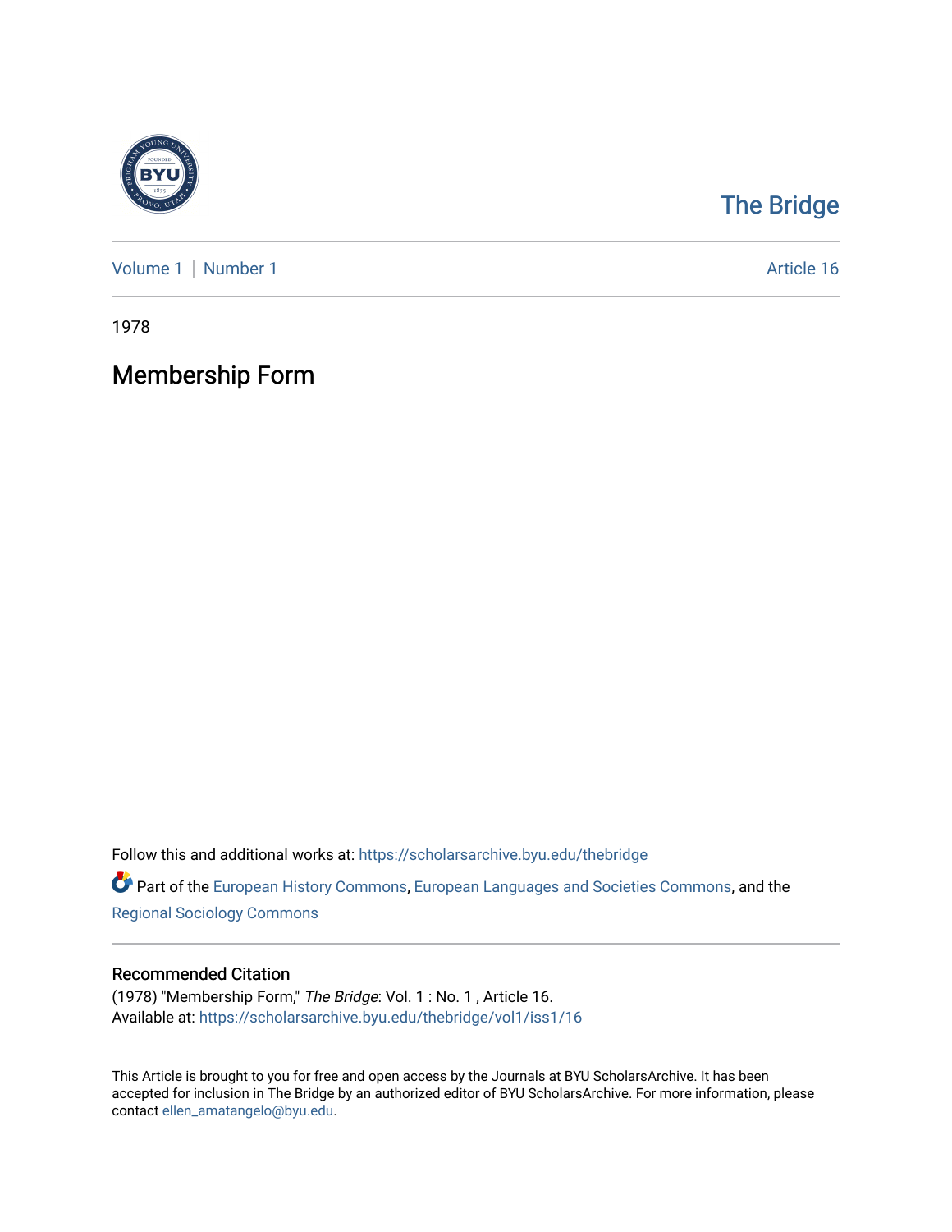The Bridge

Volume 1 | Number 1 Article 16

1978

# Membership Form

Follow this and additional works at: https://scholarsarchive.byu.edu/thebridge

Part of the European History Commons, European Languages and Societies Commons, and the Regional Sociology Commons

## Recommended Citation

(1978) "Membership Form," *The Bridge*: Vol. 1 : No. 1 , Article 16.
Available at: https://scholarsarchive.byu.edu/thebridge/vol1/iss1/16

This Article is brought to you for free and open access by the Journals at BYU ScholarsArchive. It has been accepted for inclusion in The Bridge by an authorized editor of BYU ScholarsArchive. For more information, please contact ellen_amatangelo@byu.edu.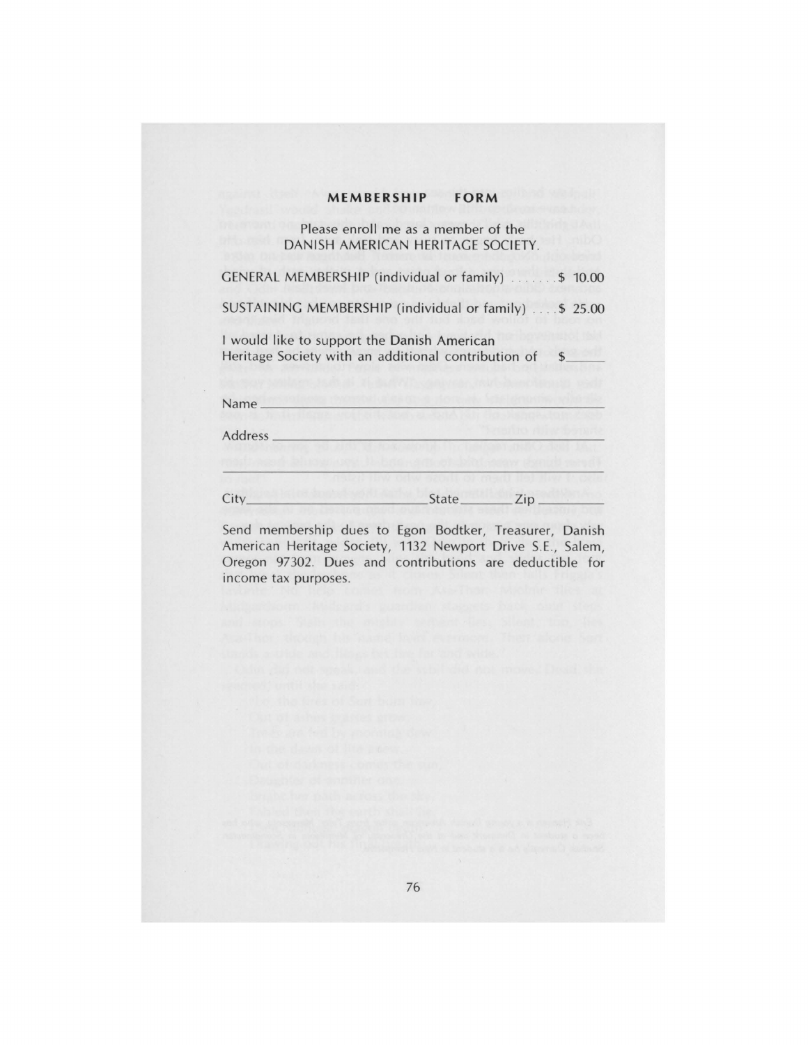## MEMBERSHIP FORM

Please enroll me as a member of the DANISH AMERICAN HERITAGE SOCIETY.

GENERAL MEMBERSHIP (individual or family) . . . . . . . $ 10.00

SUSTAINING MEMBERSHIP (individual or family) . . . . $ 25.00

I would like to support the Danish American Heritage Society with an additional contribution of $ ________

Name ____________________________________________

Address __________________________________________

_________________________________________________

City ________________________ State ______ Zip ________

Send membership dues to Egon Bodtker, Treasurer, Danish American Heritage Society, 1132 Newport Drive S.E., Salem, Oregon 97302. Dues and contributions are deductible for income tax purposes.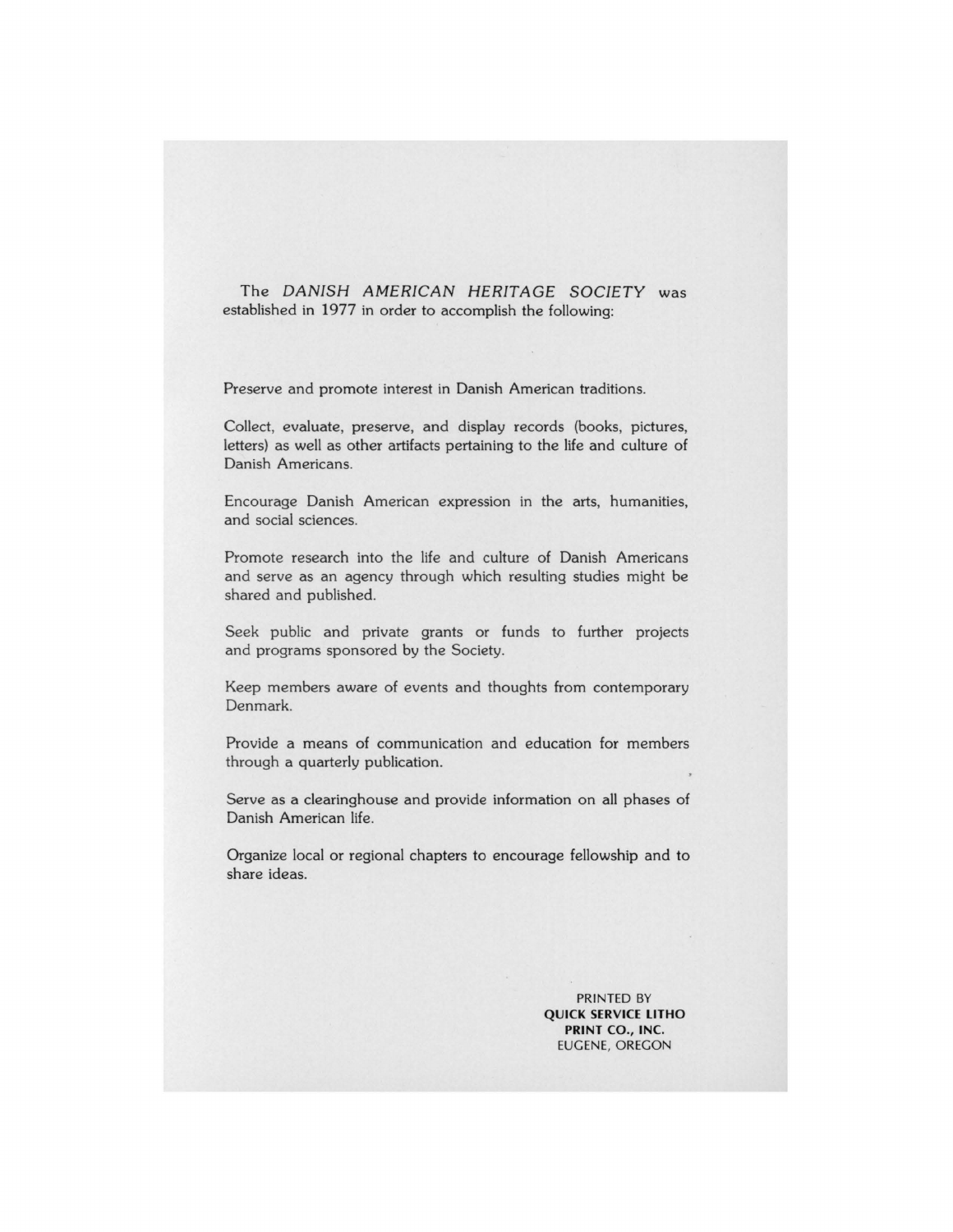The *DANISH AMERICAN HERITAGE SOCIETY* was established in 1977 in order to accomplish the following:

Preserve and promote interest in Danish American traditions.

Collect, evaluate, preserve, and display records (books, pictures, letters) as well as other artifacts pertaining to the life and culture of Danish Americans.

Encourage Danish American expression in the arts, humanities, and social sciences.

Promote research into the life and culture of Danish Americans and serve as an agency through which resulting studies might be shared and published.

Seek public and private grants or funds to further projects and programs sponsored by the Society.

Keep members aware of events and thoughts from contemporary Denmark.

Provide a means of communication and education for members through a quarterly publication.

Serve as a clearinghouse and provide information on all phases of Danish American life.

Organize local or regional chapters to encourage fellowship and to share ideas.

PRINTED BY
**QUICK SERVICE LITHO**
**PRINT CO., INC.**
EUGENE, OREGON